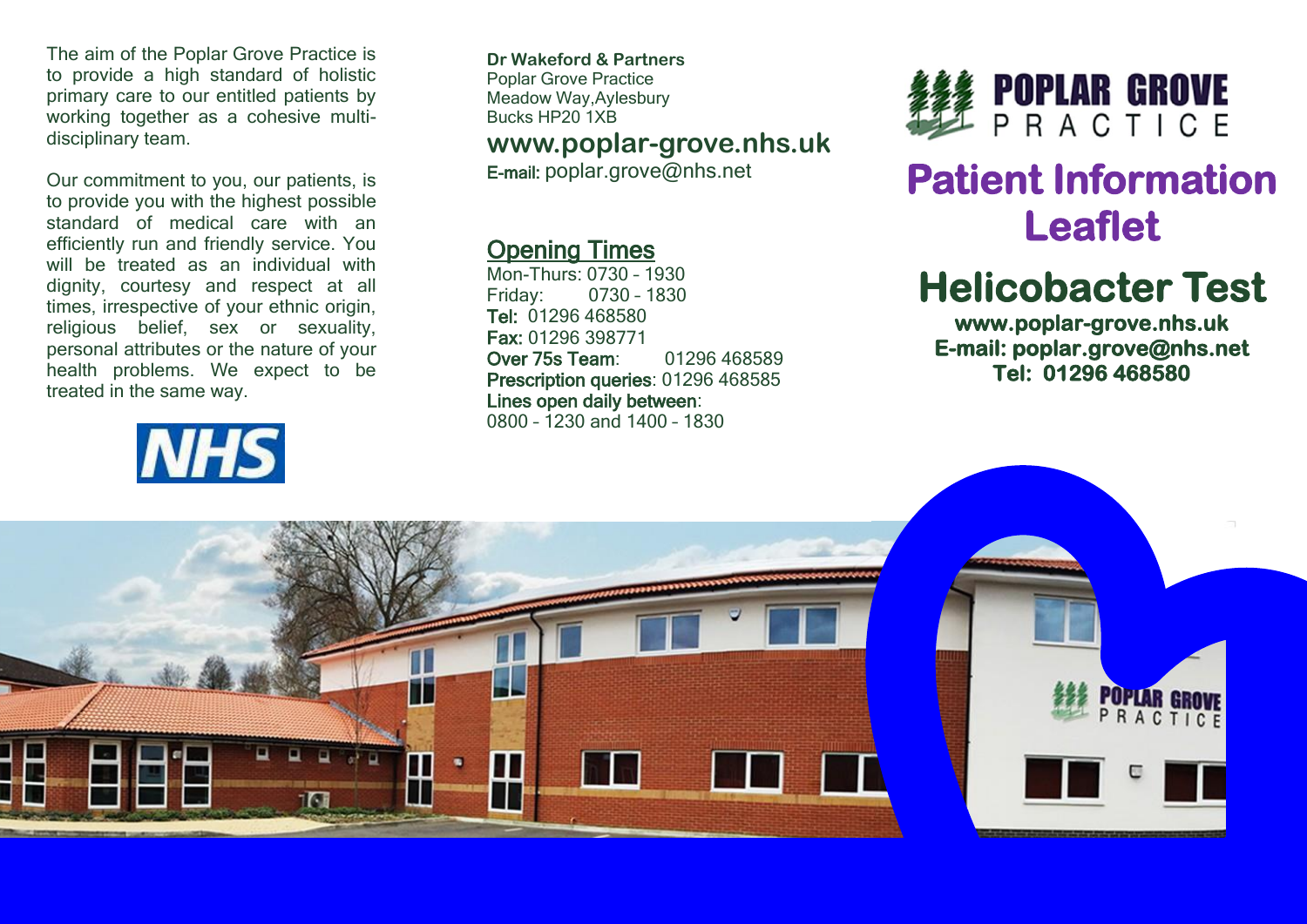The aim of the Poplar Grove Practice is to provide a high standard of holistic primary care to our entitled patients by working together as a cohesive multi-disciplinary team.

Our commitment to you, our patients, is to provide you with the highest possible standard of medical care with an efficiently run and friendly service. You will be treated as an individual with dignity, courtesy and respect at all times, irrespective of your ethnic origin, religious belief, sex or sexuality, personal attributes or the nature of your health problems. We expect to be treated in the same way.

NHS

**Dr Wakeford & Partners**
Poplar Grove Practice
Meadow Way,Aylesbury
Bucks HP20 1XB

**www.poplar-grove.nhs.uk**

**E-mail:** poplar.grove@nhs.net

## Opening Times

Mon-Thurs: 0730 – 1930
Friday: 0730 – 1830
**Tel:** 01296 468580
**Fax:** 01296 398771
**Over 75s Team**: 01296 468589
**Prescription queries**: 01296 468585
**Lines open daily between**:
0800 – 1230 and 1400 – 1830

POPLAR GROVE PRACTICE

# Patient Information Leaflet

# Helicobacter Test

**www.poplar-grove.nhs.uk**
**E-mail: poplar.grove@nhs.net**
**Tel: 01296 468580**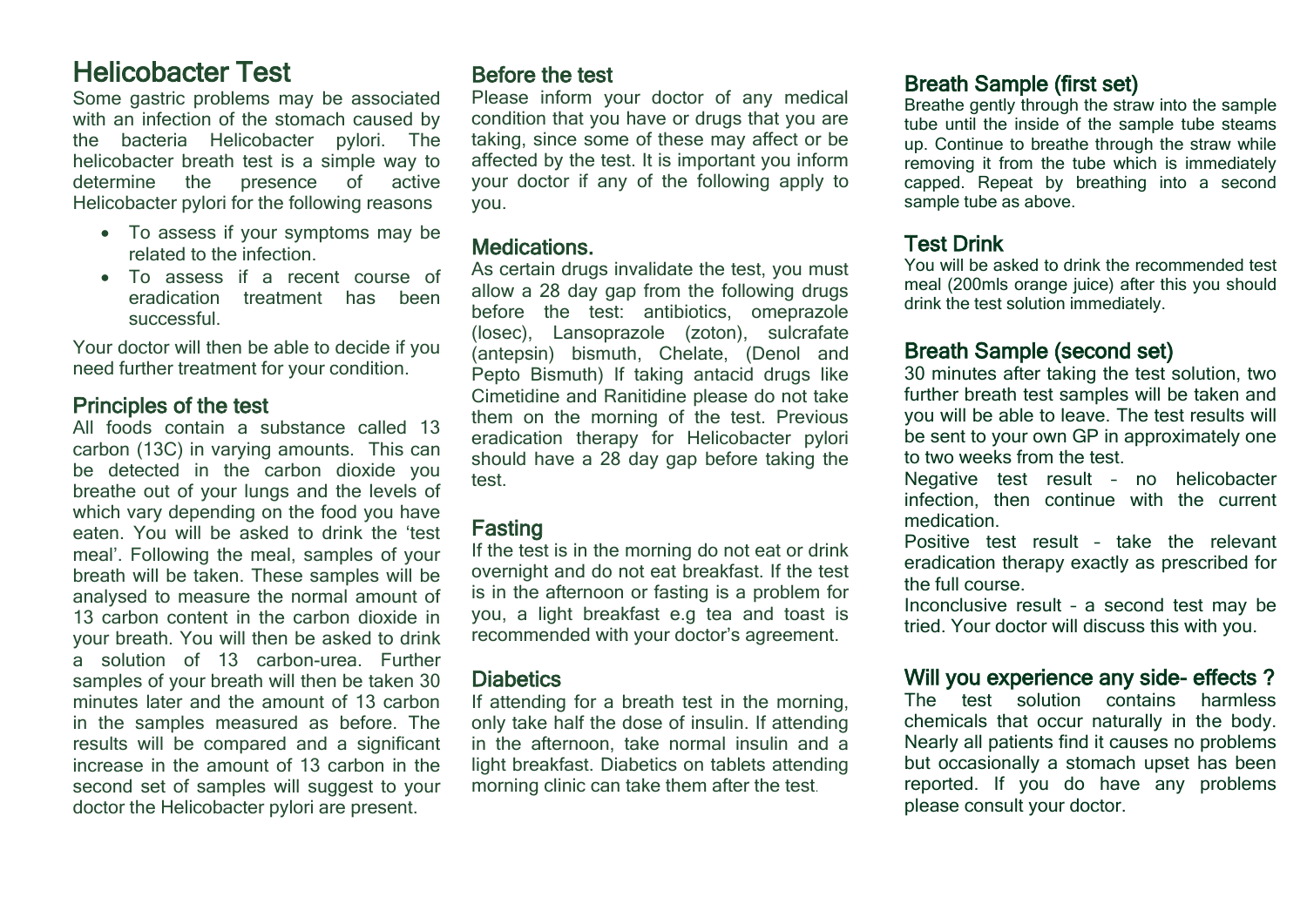# Helicobacter Test

Some gastric problems may be associated with an infection of the stomach caused by the bacteria Helicobacter pylori. The helicobacter breath test is a simple way to determine the presence of active Helicobacter pylori for the following reasons

- To assess if your symptoms may be related to the infection.
- To assess if a recent course of eradication treatment has been successful.

Your doctor will then be able to decide if you need further treatment for your condition.

## Principles of the test

All foods contain a substance called 13 carbon (13C) in varying amounts. This can be detected in the carbon dioxide you breathe out of your lungs and the levels of which vary depending on the food you have eaten. You will be asked to drink the 'test meal'. Following the meal, samples of your breath will be taken. These samples will be analysed to measure the normal amount of 13 carbon content in the carbon dioxide in your breath. You will then be asked to drink a solution of 13 carbon-urea. Further samples of your breath will then be taken 30 minutes later and the amount of 13 carbon in the samples measured as before. The results will be compared and a significant increase in the amount of 13 carbon in the second set of samples will suggest to your doctor the Helicobacter pylori are present.

## Before the test

Please inform your doctor of any medical condition that you have or drugs that you are taking, since some of these may affect or be affected by the test. It is important you inform your doctor if any of the following apply to you.

## Medications.

As certain drugs invalidate the test, you must allow a 28 day gap from the following drugs before the test: antibiotics, omeprazole (losec), Lansoprazole (zoton), sulcrafate (antepsin) bismuth, Chelate, (Denol and Pepto Bismuth) If taking antacid drugs like Cimetidine and Ranitidine please do not take them on the morning of the test. Previous eradication therapy for Helicobacter pylori should have a 28 day gap before taking the test.

## Fasting

If the test is in the morning do not eat or drink overnight and do not eat breakfast. If the test is in the afternoon or fasting is a problem for you, a light breakfast e.g tea and toast is recommended with your doctor's agreement.

## Diabetics

If attending for a breath test in the morning, only take half the dose of insulin. If attending in the afternoon, take normal insulin and a light breakfast. Diabetics on tablets attending morning clinic can take them after the test.

## Breath Sample (first set)

Breathe gently through the straw into the sample tube until the inside of the sample tube steams up. Continue to breathe through the straw while removing it from the tube which is immediately capped. Repeat by breathing into a second sample tube as above.

## Test Drink

You will be asked to drink the recommended test meal (200mls orange juice) after this you should drink the test solution immediately.

## Breath Sample (second set)

30 minutes after taking the test solution, two further breath test samples will be taken and you will be able to leave. The test results will be sent to your own GP in approximately one to two weeks from the test.

Negative test result – no helicobacter infection, then continue with the current medication.

Positive test result – take the relevant eradication therapy exactly as prescribed for the full course.

Inconclusive result – a second test may be tried. Your doctor will discuss this with you.

## Will you experience any side- effects ?

The test solution contains harmless chemicals that occur naturally in the body. Nearly all patients find it causes no problems but occasionally a stomach upset has been reported. If you do have any problems please consult your doctor.